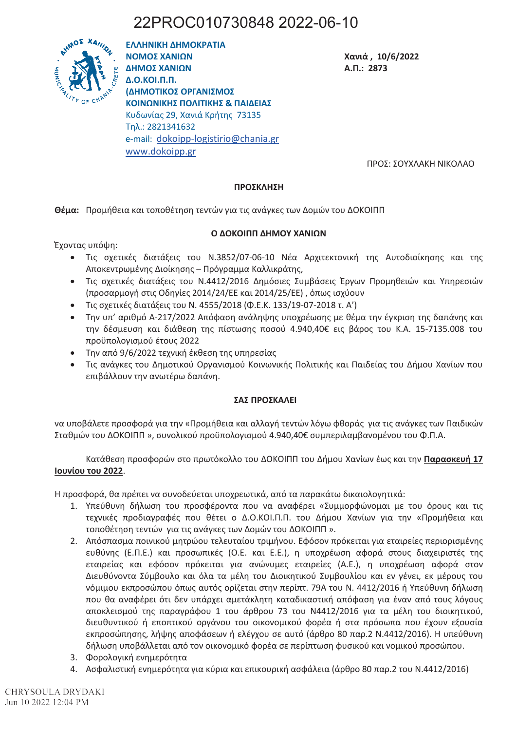22PROC010730848 2022-06-10

**ΕΛΛΗΝΙΚΗ ΔΗΜΟΚΡΑΤΙΑ**
**ΝΟΜΟΣ ΧΑΝΙΩΝ**
**ΔΗΜΟΣ ΧΑΝΙΩΝ**
**Δ.Ο.ΚΟΙ.Π.Π.**
**(ΔΗΜΟΤΙΚΟΣ ΟΡΓΑΝΙΣΜΟΣ ΚΟΙΝΩΝΙΚΗΣ ΠΟΛΙΤΙΚΗΣ & ΠΑΙΔΕΙΑΣ**
Κυδωνίας 29, Χανιά Κρήτης 73135
Τηλ.: 2821341632
e-mail: dokoipp-logistirio@chania.gr
www.dokoipp.gr

**Χανιά , 10/6/2022**
**Α.Π.: 2873**

ΠΡΟΣ: ΣΟΥΧΛΑΚΗ ΝΙΚΟΛΑΟ

**ΠΡΟΣΚΛΗΣΗ**

**Θέμα:** Προμήθεια και τοποθέτηση τεντών για τις ανάγκες των Δομών του ΔΟΚΟΙΠΠ

**Ο ΔΟΚΟΙΠΠ ΔΗΜΟΥ ΧΑΝΙΩΝ**

Έχοντας υπόψη:

- Τις σχετικές διατάξεις του Ν.3852/07-06-10 Νέα Αρχιτεκτονική της Αυτοδιοίκησης και της Αποκεντρωμένης Διοίκησης – Πρόγραμμα Καλλικράτης,
- Τις σχετικές διατάξεις του Ν.4412/2016 Δημόσιες Συμβάσεις Έργων Προμηθειών και Υπηρεσιών (προσαρμογή στις Οδηγίες 2014/24/ΕΕ και 2014/25/ΕΕ) , όπως ισχύουν
- Τις σχετικές διατάξεις του Ν. 4555/2018 (Φ.Ε.Κ. 133/19-07-2018 τ. Α')
- Την υπ' αριθμό Α-217/2022 Απόφαση ανάληψης υποχρέωσης με θέμα την έγκριση της δαπάνης και την δέσμευση και διάθεση της πίστωσης ποσού 4.940,40€ εις βάρος του Κ.Α. 15-7135.008 του προϋπολογισμού έτους 2022
- Την από 9/6/2022 τεχνική έκθεση της υπηρεσίας
- Τις ανάγκες του Δημοτικού Οργανισμού Κοινωνικής Πολιτικής και Παιδείας του Δήμου Χανίων που επιβάλλουν την ανωτέρω δαπάνη.

**ΣΑΣ ΠΡΟΣΚΑΛΕΙ**

να υποβάλετε προσφορά για την «Προμήθεια και αλλαγή τεντών λόγω φθοράς για τις ανάγκες των Παιδικών Σταθμών του ΔΟΚΟΙΠΠ », συνολικού προϋπολογισμού 4.940,40€ συμπεριλαμβανομένου του Φ.Π.Α.

Κατάθεση προσφορών στο πρωτόκολλο του ΔΟΚΟΙΠΠ του Δήμου Χανίων έως και την **Παρασκευή 17 Ιουνίου του 2022**.

Η προσφορά, θα πρέπει να συνοδεύεται υποχρεωτικά, από τα παρακάτω δικαιολογητικά:

1. Υπεύθυνη δήλωση του προσφέροντα που να αναφέρει «Συμμορφώνομαι με του όρους και τις τεχνικές προδιαγραφές που θέτει ο Δ.Ο.ΚΟΙ.Π.Π. του Δήμου Χανίων για την «Προμήθεια και τοποθέτηση τεντών για τις ανάγκες των Δομών του ΔΟΚΟΙΠΠ ».
2. Απόσπασμα ποινικού μητρώου τελευταίου τριμήνου. Εφόσον πρόκειται για εταιρείες περιορισμένης ευθύνης (Ε.Π.Ε.) και προσωπικές (Ο.Ε. και Ε.Ε.), η υποχρέωση αφορά στους διαχειριστές της εταιρείας και εφόσον πρόκειται για ανώνυμες εταιρείες (Α.Ε.), η υποχρέωση αφορά στον Διευθύνοντα Σύμβουλο και όλα τα μέλη του Διοικητικού Συμβουλίου και εν γένει, εκ μέρους του νόμιμου εκπροσώπου όπως αυτός ορίζεται στην περίπτ. 79Α του Ν. 4412/2016 ή Υπεύθυνη δήλωση που θα αναφέρει ότι δεν υπάρχει αμετάκλητη καταδικαστική απόφαση για έναν από τους λόγους αποκλεισμού της παραγράφου 1 του άρθρου 73 του Ν4412/2016 για τα μέλη του διοικητικού, διευθυντικού ή εποπτικού οργάνου του οικονομικού φορέα ή στα πρόσωπα που έχουν εξουσία εκπροσώπησης, λήψης αποφάσεων ή ελέγχου σε αυτό (άρθρο 80 παρ.2 Ν.4412/2016). Η υπεύθυνη δήλωση υποβάλλεται από τον οικονομικό φορέα σε περίπτωση φυσικού και νομικού προσώπου.
3. Φορολογική ενημερότητα
4. Ασφαλιστική ενημερότητα για κύρια και επικουρική ασφάλεια (άρθρο 80 παρ.2 του Ν.4412/2016)

CHRYSOULA DRYDAKI
Jun 10 2022 12:04 PM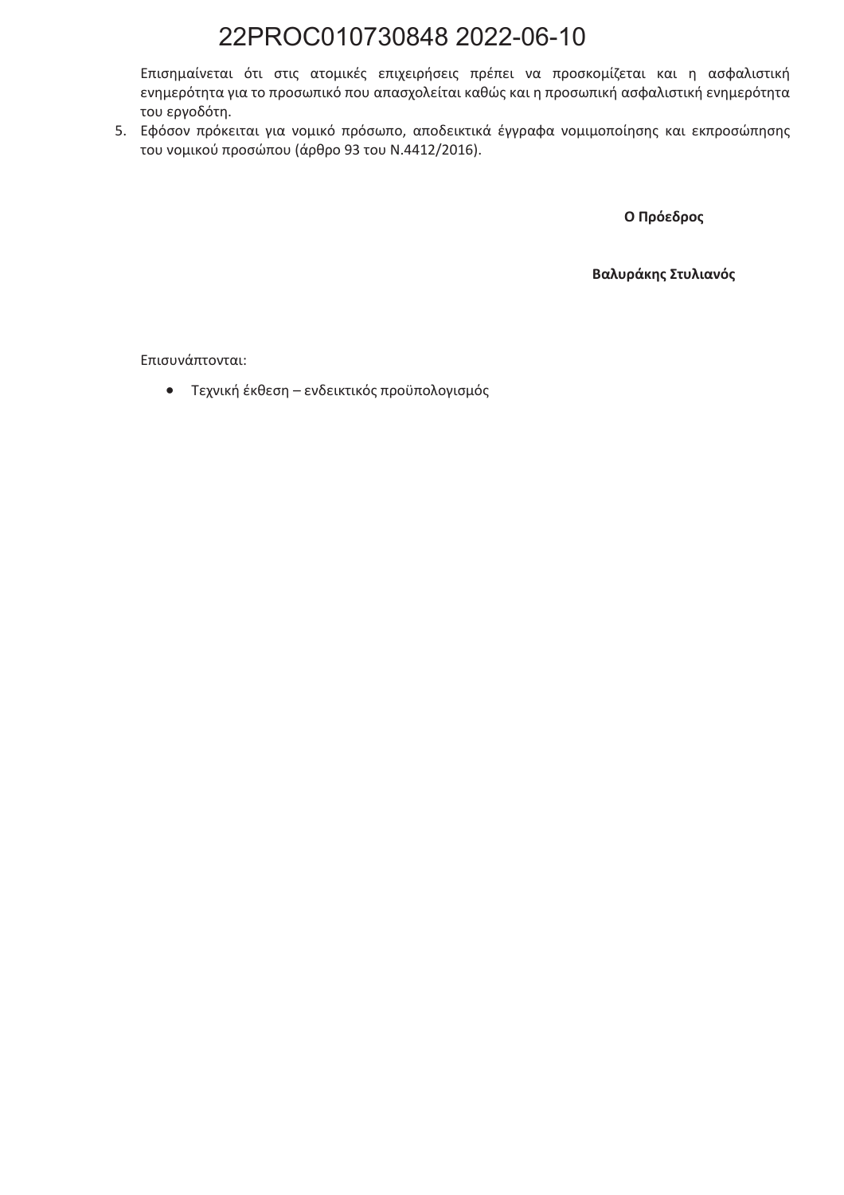Επισημαίνεται ότι στις ατομικές επιχειρήσεις πρέπει να προσκομίζεται και η ασφαλιστική ενημερότητα για το προσωπικό που απασχολείται καθώς και η προσωπική ασφαλιστική ενημερότητα του εργοδότη.

5. Εφόσον πρόκειται για νομικό πρόσωπο, αποδεικτικά έγγραφα νομιμοποίησης και εκπροσώπησης του νομικού προσώπου (άρθρο 93 του Ν.4412/2016).

**Ο Πρόεδρος**

**Βαλυράκης Στυλιανός**

Επισυνάπτονται:

- Τεχνική έκθεση – ενδεικτικός προϋπολογισμός